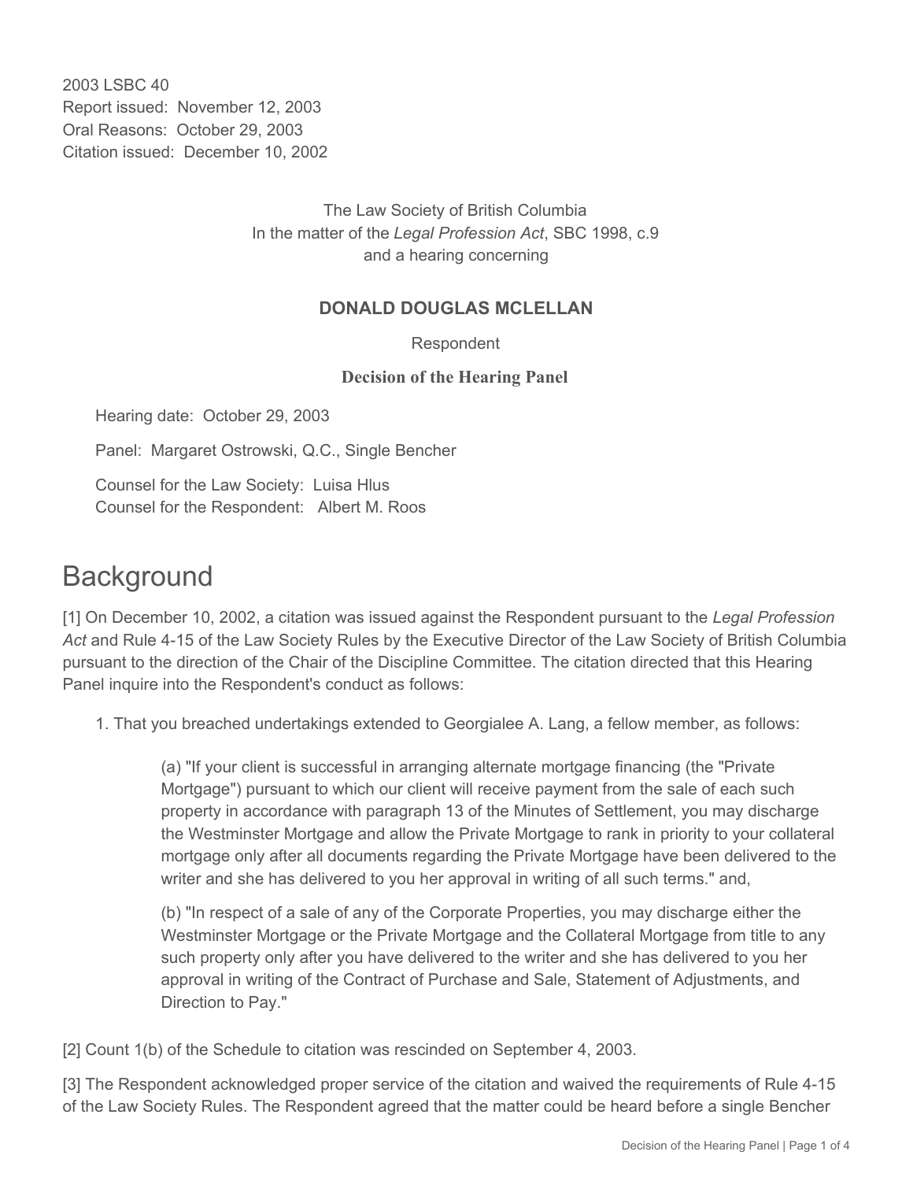2003 LSBC 40
Report issued: November 12, 2003
Oral Reasons: October 29, 2003
Citation issued: December 10, 2002

The Law Society of British Columbia
In the matter of the *Legal Profession Act*, SBC 1998, c.9
and a hearing concerning

**DONALD DOUGLAS MCLELLAN**

Respondent

**Decision of the Hearing Panel**

Hearing date: October 29, 2003

Panel: Margaret Ostrowski, Q.C., Single Bencher

Counsel for the Law Society: Luisa Hlus
Counsel for the Respondent: Albert M. Roos

# Background

[1] On December 10, 2002, a citation was issued against the Respondent pursuant to the *Legal Profession Act* and Rule 4-15 of the Law Society Rules by the Executive Director of the Law Society of British Columbia pursuant to the direction of the Chair of the Discipline Committee. The citation directed that this Hearing Panel inquire into the Respondent's conduct as follows:

1. That you breached undertakings extended to Georgialee A. Lang, a fellow member, as follows:

> (a) "If your client is successful in arranging alternate mortgage financing (the "Private Mortgage") pursuant to which our client will receive payment from the sale of each such property in accordance with paragraph 13 of the Minutes of Settlement, you may discharge the Westminster Mortgage and allow the Private Mortgage to rank in priority to your collateral mortgage only after all documents regarding the Private Mortgage have been delivered to the writer and she has delivered to you her approval in writing of all such terms." and,
>
> (b) "In respect of a sale of any of the Corporate Properties, you may discharge either the Westminster Mortgage or the Private Mortgage and the Collateral Mortgage from title to any such property only after you have delivered to the writer and she has delivered to you her approval in writing of the Contract of Purchase and Sale, Statement of Adjustments, and Direction to Pay."

[2] Count 1(b) of the Schedule to citation was rescinded on September 4, 2003.

[3] The Respondent acknowledged proper service of the citation and waived the requirements of Rule 4-15 of the Law Society Rules. The Respondent agreed that the matter could be heard before a single Bencher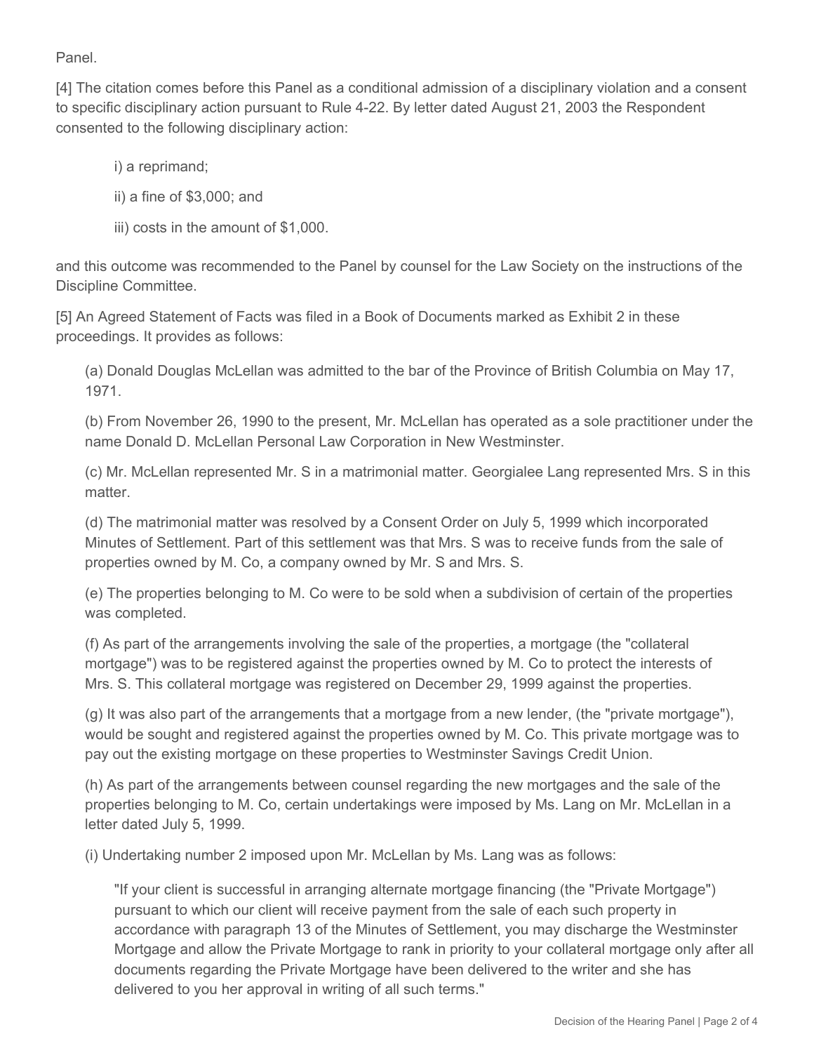Panel.

[4] The citation comes before this Panel as a conditional admission of a disciplinary violation and a consent to specific disciplinary action pursuant to Rule 4-22. By letter dated August 21, 2003 the Respondent consented to the following disciplinary action:

i) a reprimand;

ii) a fine of $3,000; and

iii) costs in the amount of $1,000.

and this outcome was recommended to the Panel by counsel for the Law Society on the instructions of the Discipline Committee.

[5] An Agreed Statement of Facts was filed in a Book of Documents marked as Exhibit 2 in these proceedings. It provides as follows:

(a) Donald Douglas McLellan was admitted to the bar of the Province of British Columbia on May 17, 1971.

(b) From November 26, 1990 to the present, Mr. McLellan has operated as a sole practitioner under the name Donald D. McLellan Personal Law Corporation in New Westminster.

(c) Mr. McLellan represented Mr. S in a matrimonial matter. Georgialee Lang represented Mrs. S in this matter.

(d) The matrimonial matter was resolved by a Consent Order on July 5, 1999 which incorporated Minutes of Settlement. Part of this settlement was that Mrs. S was to receive funds from the sale of properties owned by M. Co, a company owned by Mr. S and Mrs. S.

(e) The properties belonging to M. Co were to be sold when a subdivision of certain of the properties was completed.

(f) As part of the arrangements involving the sale of the properties, a mortgage (the "collateral mortgage") was to be registered against the properties owned by M. Co to protect the interests of Mrs. S. This collateral mortgage was registered on December 29, 1999 against the properties.

(g) It was also part of the arrangements that a mortgage from a new lender, (the "private mortgage"), would be sought and registered against the properties owned by M. Co. This private mortgage was to pay out the existing mortgage on these properties to Westminster Savings Credit Union.

(h) As part of the arrangements between counsel regarding the new mortgages and the sale of the properties belonging to M. Co, certain undertakings were imposed by Ms. Lang on Mr. McLellan in a letter dated July 5, 1999.

(i) Undertaking number 2 imposed upon Mr. McLellan by Ms. Lang was as follows:

> "If your client is successful in arranging alternate mortgage financing (the "Private Mortgage") pursuant to which our client will receive payment from the sale of each such property in accordance with paragraph 13 of the Minutes of Settlement, you may discharge the Westminster Mortgage and allow the Private Mortgage to rank in priority to your collateral mortgage only after all documents regarding the Private Mortgage have been delivered to the writer and she has delivered to you her approval in writing of all such terms."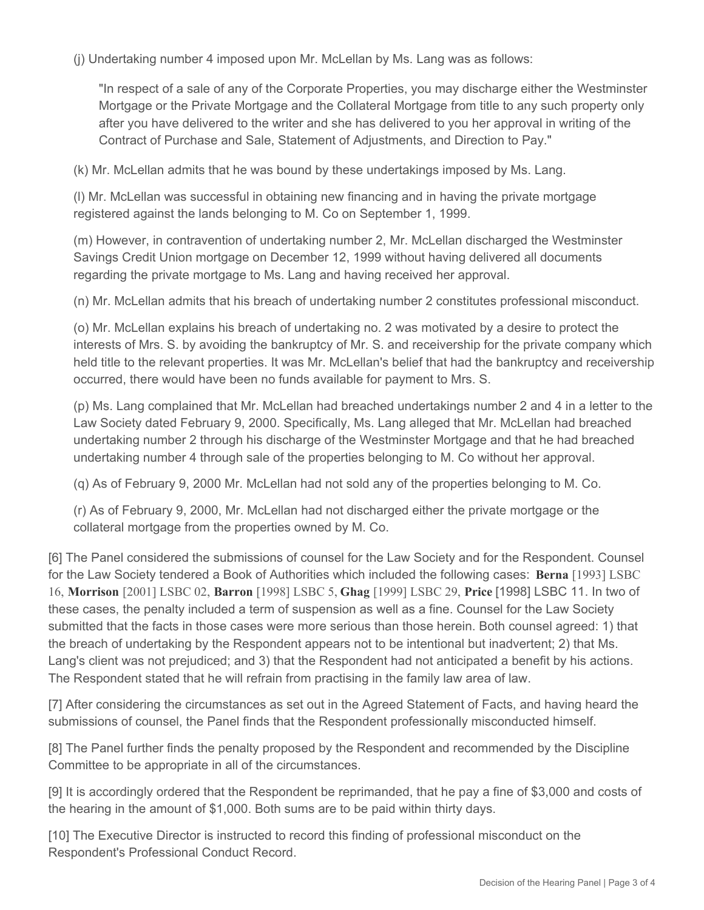(j) Undertaking number 4 imposed upon Mr. McLellan by Ms. Lang was as follows:

> "In respect of a sale of any of the Corporate Properties, you may discharge either the Westminster Mortgage or the Private Mortgage and the Collateral Mortgage from title to any such property only after you have delivered to the writer and she has delivered to you her approval in writing of the Contract of Purchase and Sale, Statement of Adjustments, and Direction to Pay."

(k) Mr. McLellan admits that he was bound by these undertakings imposed by Ms. Lang.

(l) Mr. McLellan was successful in obtaining new financing and in having the private mortgage registered against the lands belonging to M. Co on September 1, 1999.

(m) However, in contravention of undertaking number 2, Mr. McLellan discharged the Westminster Savings Credit Union mortgage on December 12, 1999 without having delivered all documents regarding the private mortgage to Ms. Lang and having received her approval.

(n) Mr. McLellan admits that his breach of undertaking number 2 constitutes professional misconduct.

(o) Mr. McLellan explains his breach of undertaking no. 2 was motivated by a desire to protect the interests of Mrs. S. by avoiding the bankruptcy of Mr. S. and receivership for the private company which held title to the relevant properties. It was Mr. McLellan's belief that had the bankruptcy and receivership occurred, there would have been no funds available for payment to Mrs. S.

(p) Ms. Lang complained that Mr. McLellan had breached undertakings number 2 and 4 in a letter to the Law Society dated February 9, 2000. Specifically, Ms. Lang alleged that Mr. McLellan had breached undertaking number 2 through his discharge of the Westminster Mortgage and that he had breached undertaking number 4 through sale of the properties belonging to M. Co without her approval.

(q) As of February 9, 2000 Mr. McLellan had not sold any of the properties belonging to M. Co.

(r) As of February 9, 2000, Mr. McLellan had not discharged either the private mortgage or the collateral mortgage from the properties owned by M. Co.

[6] The Panel considered the submissions of counsel for the Law Society and for the Respondent. Counsel for the Law Society tendered a Book of Authorities which included the following cases: **Berna** [1993] LSBC 16, **Morrison** [2001] LSBC 02, **Barron** [1998] LSBC 5, **Ghag** [1999] LSBC 29, **Price** [1998] LSBC 11. In two of these cases, the penalty included a term of suspension as well as a fine. Counsel for the Law Society submitted that the facts in those cases were more serious than those herein. Both counsel agreed: 1) that the breach of undertaking by the Respondent appears not to be intentional but inadvertent; 2) that Ms. Lang's client was not prejudiced; and 3) that the Respondent had not anticipated a benefit by his actions. The Respondent stated that he will refrain from practising in the family law area of law.

[7] After considering the circumstances as set out in the Agreed Statement of Facts, and having heard the submissions of counsel, the Panel finds that the Respondent professionally misconducted himself.

[8] The Panel further finds the penalty proposed by the Respondent and recommended by the Discipline Committee to be appropriate in all of the circumstances.

[9] It is accordingly ordered that the Respondent be reprimanded, that he pay a fine of $3,000 and costs of the hearing in the amount of $1,000. Both sums are to be paid within thirty days.

[10] The Executive Director is instructed to record this finding of professional misconduct on the Respondent's Professional Conduct Record.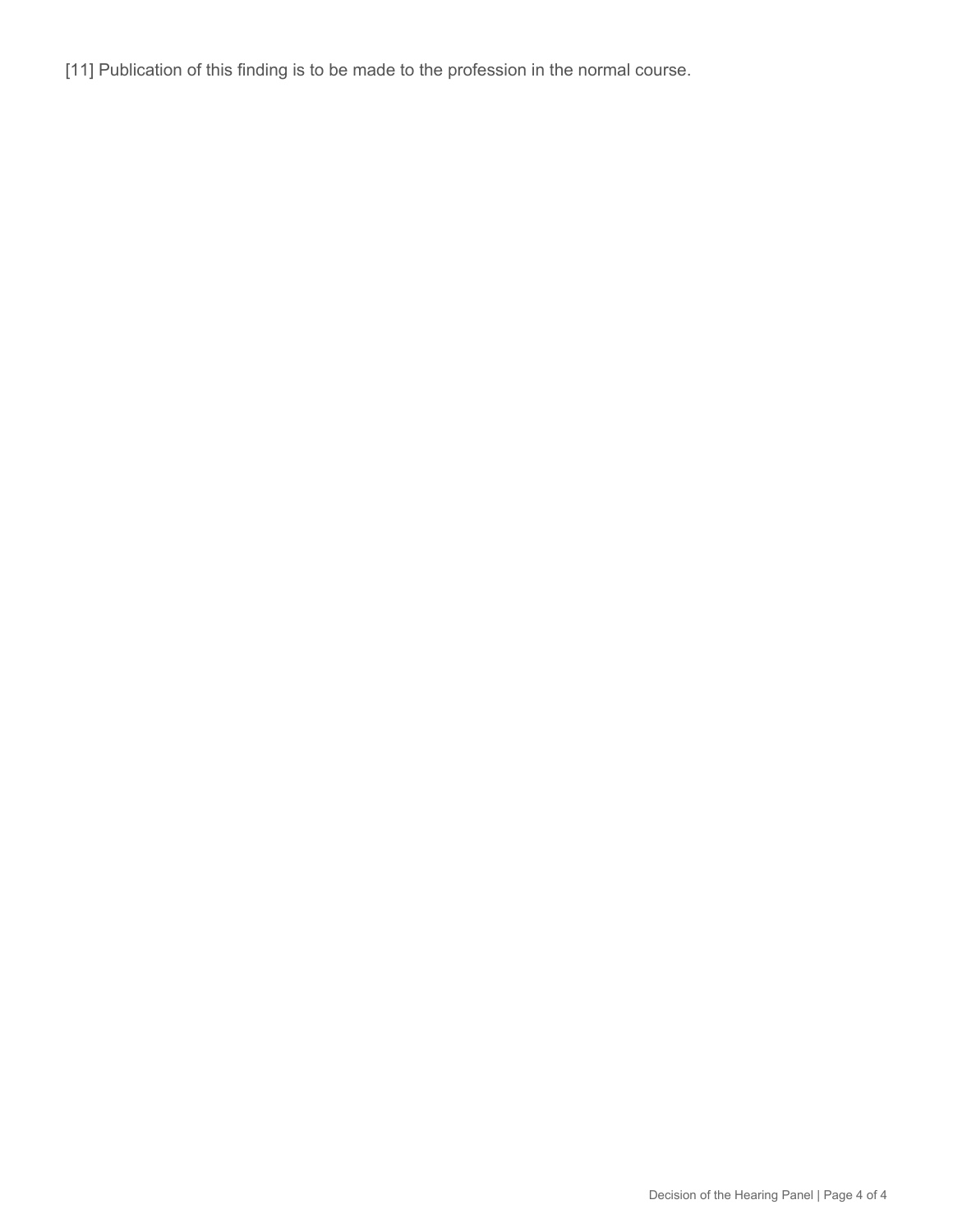[11] Publication of this finding is to be made to the profession in the normal course.